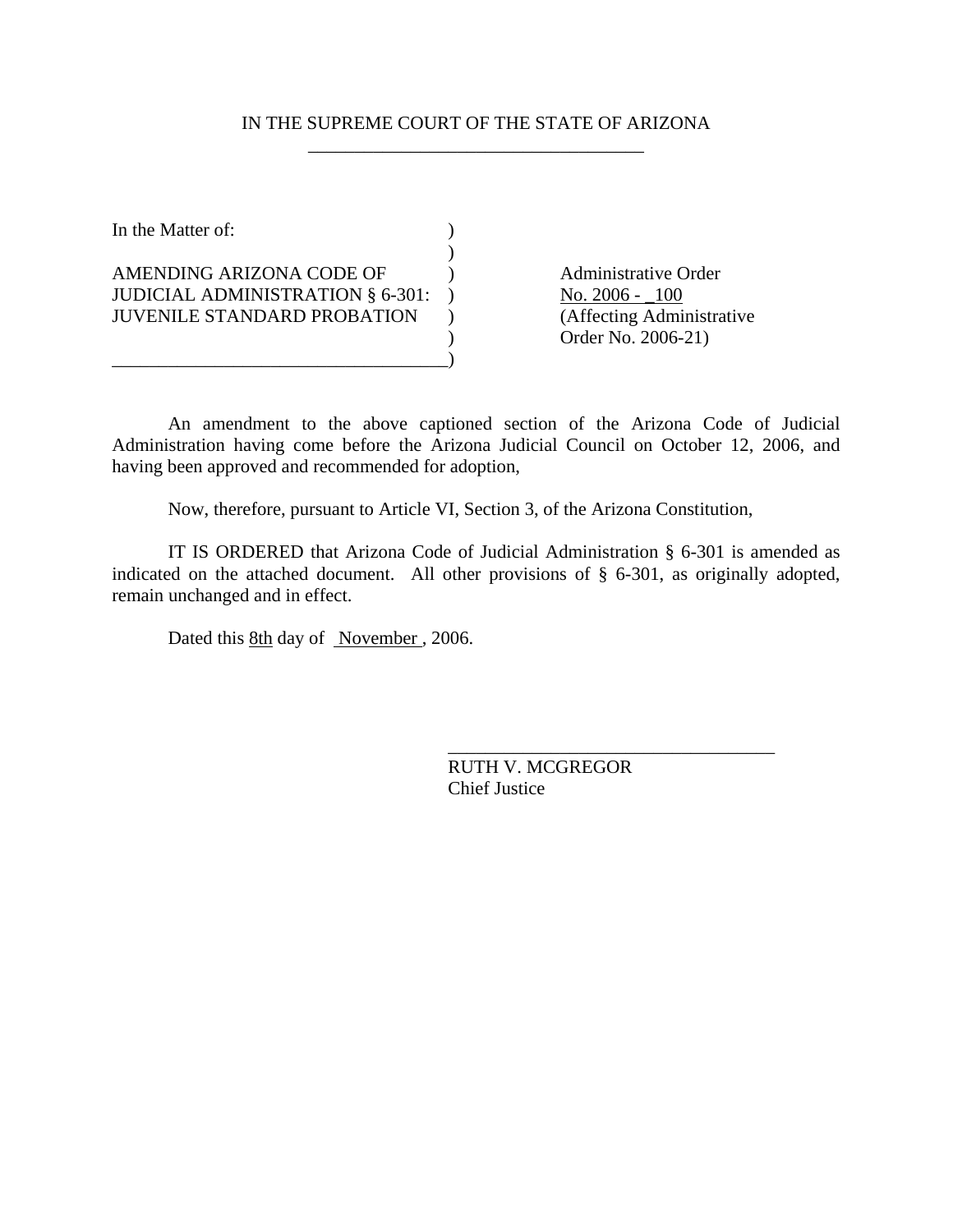IN THE SUPREME COURT OF THE STATE OF ARIZONA

| In the Matter of: | |
|---|---|
| AMENDING ARIZONA CODE OF JUDICIAL ADMINISTRATION § 6-301: JUVENILE STANDARD PROBATION | Administrative Order No. 2006 - _100 (Affecting Administrative Order No. 2006-21) |

An amendment to the above captioned section of the Arizona Code of Judicial Administration having come before the Arizona Judicial Council on October 12, 2006, and having been approved and recommended for adoption,

Now, therefore, pursuant to Article VI, Section 3, of the Arizona Constitution,

IT IS ORDERED that Arizona Code of Judicial Administration § 6-301 is amended as indicated on the attached document. All other provisions of § 6-301, as originally adopted, remain unchanged and in effect.

Dated this 8th day of November, 2006.

RUTH V. MCGREGOR
Chief Justice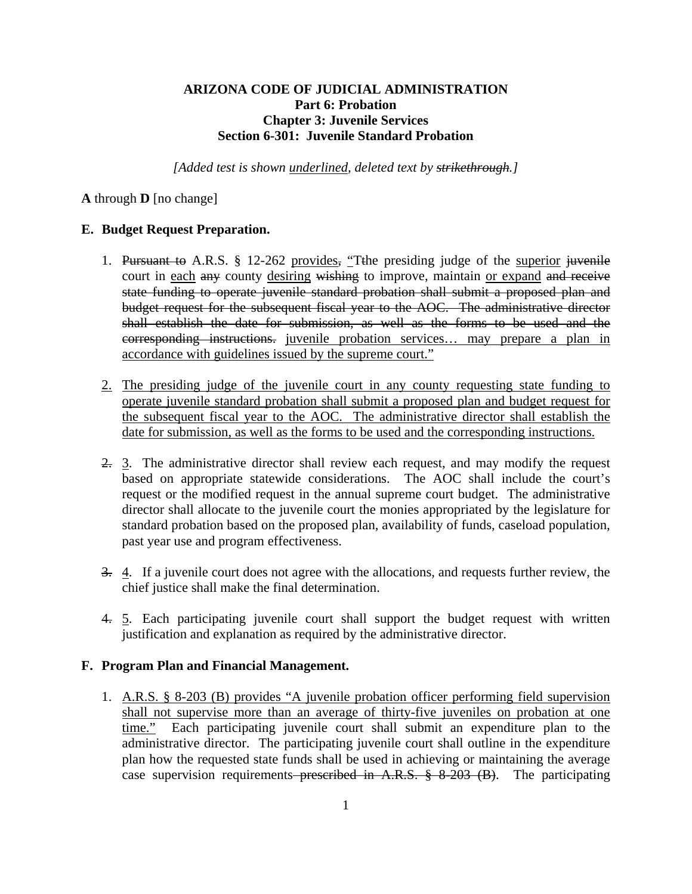**ARIZONA CODE OF JUDICIAL ADMINISTRATION**
**Part 6: Probation**
**Chapter 3: Juvenile Services**
**Section 6-301: Juvenile Standard Probation**

*[Added test is shown <u>underlined</u>, deleted text by ~~strikethrough~~.]*

**A** through **D** [no change]

## E. Budget Request Preparation.

1. ~~Pursuant to~~ A.R.S. § 12-262 <u>provides</u>~~,~~ <u>“</u>~~T~~<u>t</u>he presiding judge of the <u>superior</u> ~~juvenile~~ court in <u>each</u> ~~any~~ county <u>desiring</u> ~~wishing~~ to improve, maintain <u>or expand</u> ~~and receive state funding to operate juvenile standard probation shall submit a proposed plan and budget request for the subsequent fiscal year to the AOC. The administrative director shall establish the date for submission, as well as the forms to be used and the corresponding instructions.~~ <u>juvenile probation services… may prepare a plan in accordance with guidelines issued by the supreme court.”</u>

<u>2.</u> <u>The presiding judge of the juvenile court in any county requesting state funding to operate juvenile standard probation shall submit a proposed plan and budget request for the subsequent fiscal year to the AOC. The administrative director shall establish the date for submission, as well as the forms to be used and the corresponding instructions.</u>

~~2.~~ <u>3</u>. The administrative director shall review each request, and may modify the request based on appropriate statewide considerations. The AOC shall include the court’s request or the modified request in the annual supreme court budget. The administrative director shall allocate to the juvenile court the monies appropriated by the legislature for standard probation based on the proposed plan, availability of funds, caseload population, past year use and program effectiveness.

~~3.~~ <u>4</u>. If a juvenile court does not agree with the allocations, and requests further review, the chief justice shall make the final determination.

~~4.~~ <u>5</u>. Each participating juvenile court shall support the budget request with written justification and explanation as required by the administrative director.

## F. Program Plan and Financial Management.

1. <u>A.R.S. § 8-203 (B) provides “A juvenile probation officer performing field supervision shall not supervise more than an average of thirty-five juveniles on probation at one time.”</u> Each participating juvenile court shall submit an expenditure plan to the administrative director. The participating juvenile court shall outline in the expenditure plan how the requested state funds shall be used in achieving or maintaining the average case supervision requirements~~ prescribed in A.R.S. § 8-203 (B)~~. The participating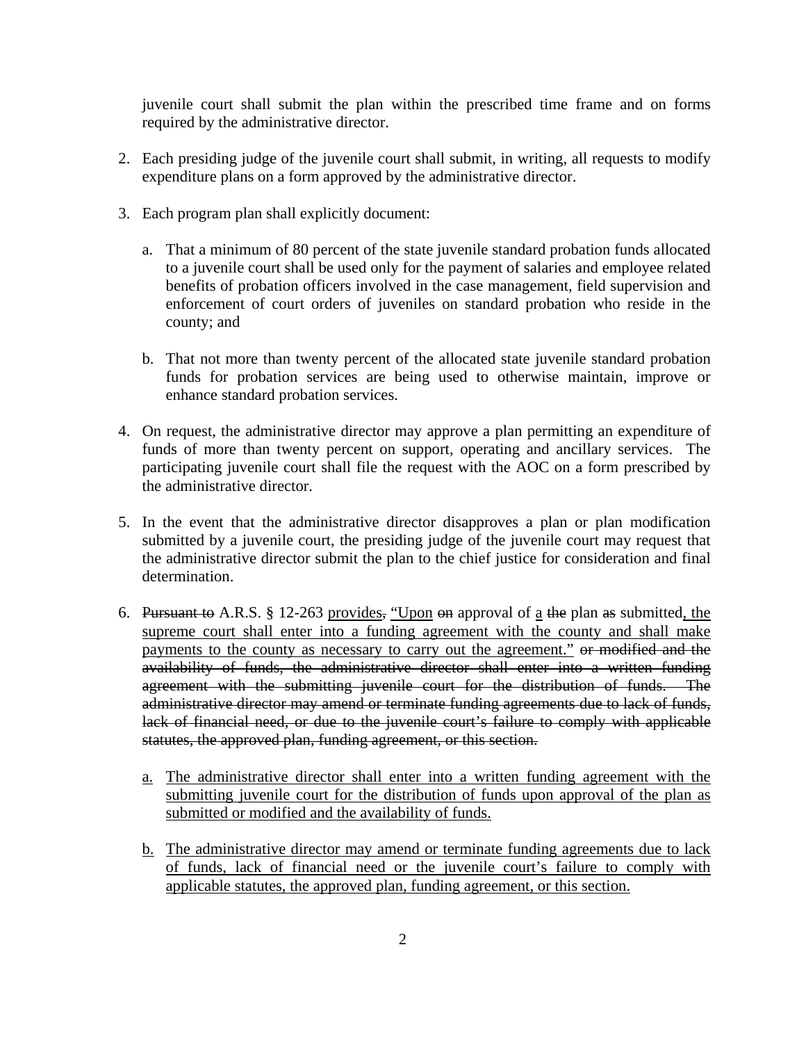juvenile court shall submit the plan within the prescribed time frame and on forms required by the administrative director.

2. Each presiding judge of the juvenile court shall submit, in writing, all requests to modify expenditure plans on a form approved by the administrative director.

3. Each program plan shall explicitly document:

   a. That a minimum of 80 percent of the state juvenile standard probation funds allocated to a juvenile court shall be used only for the payment of salaries and employee related benefits of probation officers involved in the case management, field supervision and enforcement of court orders of juveniles on standard probation who reside in the county; and

   b. That not more than twenty percent of the allocated state juvenile standard probation funds for probation services are being used to otherwise maintain, improve or enhance standard probation services.

4. On request, the administrative director may approve a plan permitting an expenditure of funds of more than twenty percent on support, operating and ancillary services. The participating juvenile court shall file the request with the AOC on a form prescribed by the administrative director.

5. In the event that the administrative director disapproves a plan or plan modification submitted by a juvenile court, the presiding judge of the juvenile court may request that the administrative director submit the plan to the chief justice for consideration and final determination.

6. ~~Pursuant to~~ A.R.S. § 12-263 <u>provides</u>~~,~~ <u>"Upon</u> ~~on~~ approval of <u>a</u> ~~the~~ plan ~~as~~ submitted<u>, the supreme court shall enter into a funding agreement with the county and shall make payments to the county as necessary to carry out the agreement."</u> ~~or modified and the availability of funds, the administrative director shall enter into a written funding agreement with the submitting juvenile court for the distribution of funds. The administrative director may amend or terminate funding agreements due to lack of funds, lack of financial need, or due to the juvenile court's failure to comply with applicable statutes, the approved plan, funding agreement, or this section.~~

   <u>a.</u> <u>The administrative director shall enter into a written funding agreement with the submitting juvenile court for the distribution of funds upon approval of the plan as submitted or modified and the availability of funds.</u>

   <u>b.</u> <u>The administrative director may amend or terminate funding agreements due to lack of funds, lack of financial need or the juvenile court's failure to comply with applicable statutes, the approved plan, funding agreement, or this section.</u>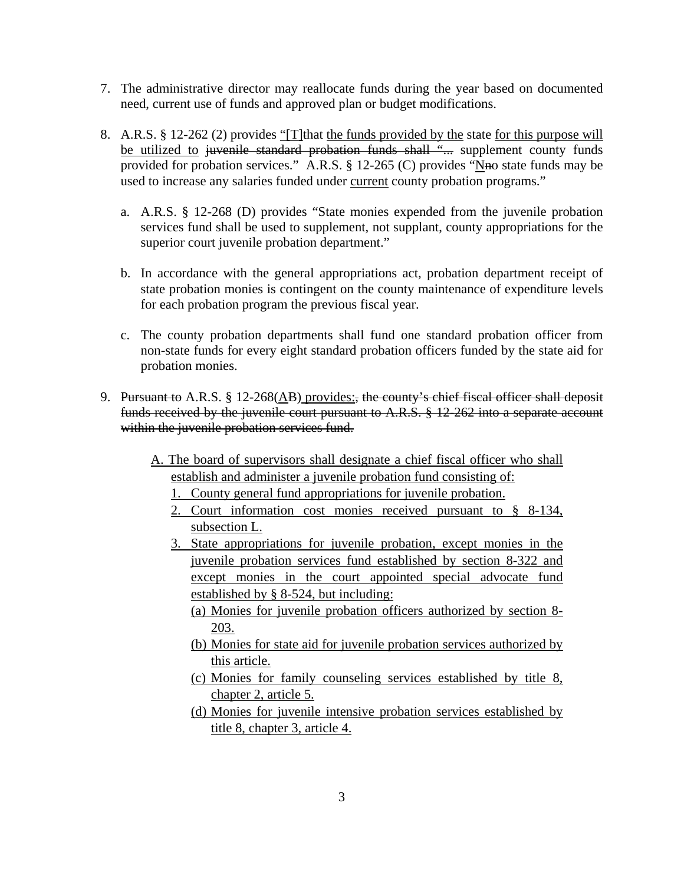7. The administrative director may reallocate funds during the year based on documented need, current use of funds and approved plan or budget modifications.

8. A.R.S. § 12-262 (2) provides <u>"[T]</u>~~t~~hat <u>the funds provided by the</u> state <u>for this purpose will be utilized to</u> ~~juvenile standard probation funds shall "...~~ supplement county funds provided for probation services." A.R.S. § 12-265 (C) provides "<u>N</u>~~n~~o state funds may be used to increase any salaries funded under <u>current</u> county probation programs."

   a. A.R.S. § 12-268 (D) provides "State monies expended from the juvenile probation services fund shall be used to supplement, not supplant, county appropriations for the superior court juvenile probation department."

   b. In accordance with the general appropriations act, probation department receipt of state probation monies is contingent on the county maintenance of expenditure levels for each probation program the previous fiscal year.

   c. The county probation departments shall fund one standard probation officer from non-state funds for every eight standard probation officers funded by the state aid for probation monies.

9. ~~Pursuant to~~ A.R.S. § 12-268(<u>A</u>~~B~~)<u> provides:</u>~~, the county's chief fiscal officer shall deposit funds received by the juvenile court pursuant to A.R.S. § 12-262 into a separate account within the juvenile probation services fund.~~

   <u>A. The board of supervisors shall designate a chief fiscal officer who shall establish and administer a juvenile probation fund consisting of:</u>

   <u>1. County general fund appropriations for juvenile probation.</u>

   <u>2. Court information cost monies received pursuant to § 8-134, subsection L.</u>

   <u>3. State appropriations for juvenile probation, except monies in the juvenile probation services fund established by section 8-322 and except monies in the court appointed special advocate fund established by § 8-524, but including:</u>

   <u>(a) Monies for juvenile probation officers authorized by section 8-203.</u>

   <u>(b) Monies for state aid for juvenile probation services authorized by this article.</u>

   <u>(c) Monies for family counseling services established by title 8, chapter 2, article 5.</u>

   <u>(d) Monies for juvenile intensive probation services established by title 8, chapter 3, article 4.</u>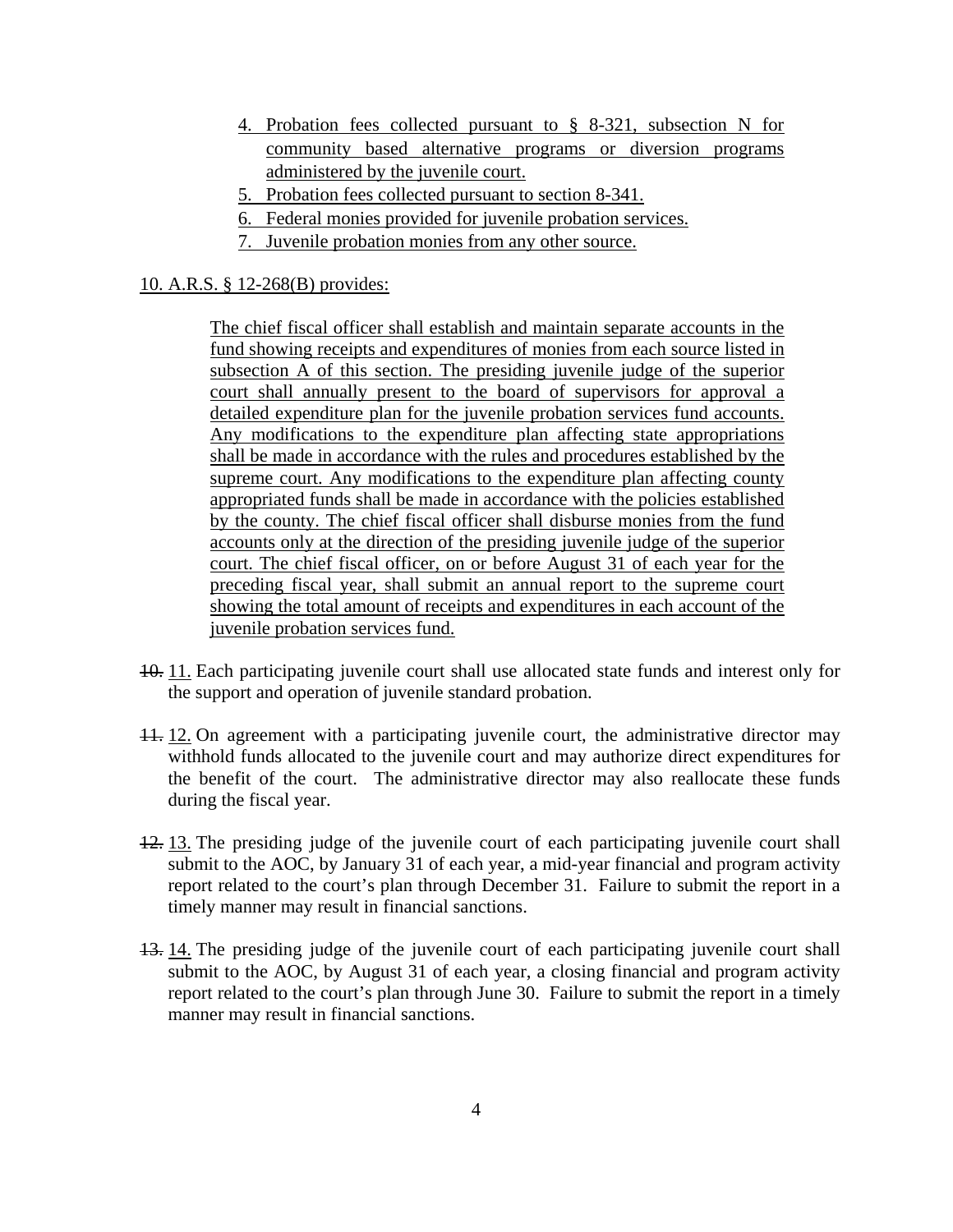4. Probation fees collected pursuant to § 8-321, subsection N for community based alternative programs or diversion programs administered by the juvenile court.
5. Probation fees collected pursuant to section 8-341.
6. Federal monies provided for juvenile probation services.
7. Juvenile probation monies from any other source.

10. A.R.S. § 12-268(B) provides:

> The chief fiscal officer shall establish and maintain separate accounts in the fund showing receipts and expenditures of monies from each source listed in subsection A of this section. The presiding juvenile judge of the superior court shall annually present to the board of supervisors for approval a detailed expenditure plan for the juvenile probation services fund accounts. Any modifications to the expenditure plan affecting state appropriations shall be made in accordance with the rules and procedures established by the supreme court. Any modifications to the expenditure plan affecting county appropriated funds shall be made in accordance with the policies established by the county. The chief fiscal officer shall disburse monies from the fund accounts only at the direction of the presiding juvenile judge of the superior court. The chief fiscal officer, on or before August 31 of each year for the preceding fiscal year, shall submit an annual report to the supreme court showing the total amount of receipts and expenditures in each account of the juvenile probation services fund.

~~10.~~ 11. Each participating juvenile court shall use allocated state funds and interest only for the support and operation of juvenile standard probation.

~~11.~~ 12. On agreement with a participating juvenile court, the administrative director may withhold funds allocated to the juvenile court and may authorize direct expenditures for the benefit of the court. The administrative director may also reallocate these funds during the fiscal year.

~~12.~~ 13. The presiding judge of the juvenile court of each participating juvenile court shall submit to the AOC, by January 31 of each year, a mid-year financial and program activity report related to the court's plan through December 31. Failure to submit the report in a timely manner may result in financial sanctions.

~~13.~~ 14. The presiding judge of the juvenile court of each participating juvenile court shall submit to the AOC, by August 31 of each year, a closing financial and program activity report related to the court's plan through June 30. Failure to submit the report in a timely manner may result in financial sanctions.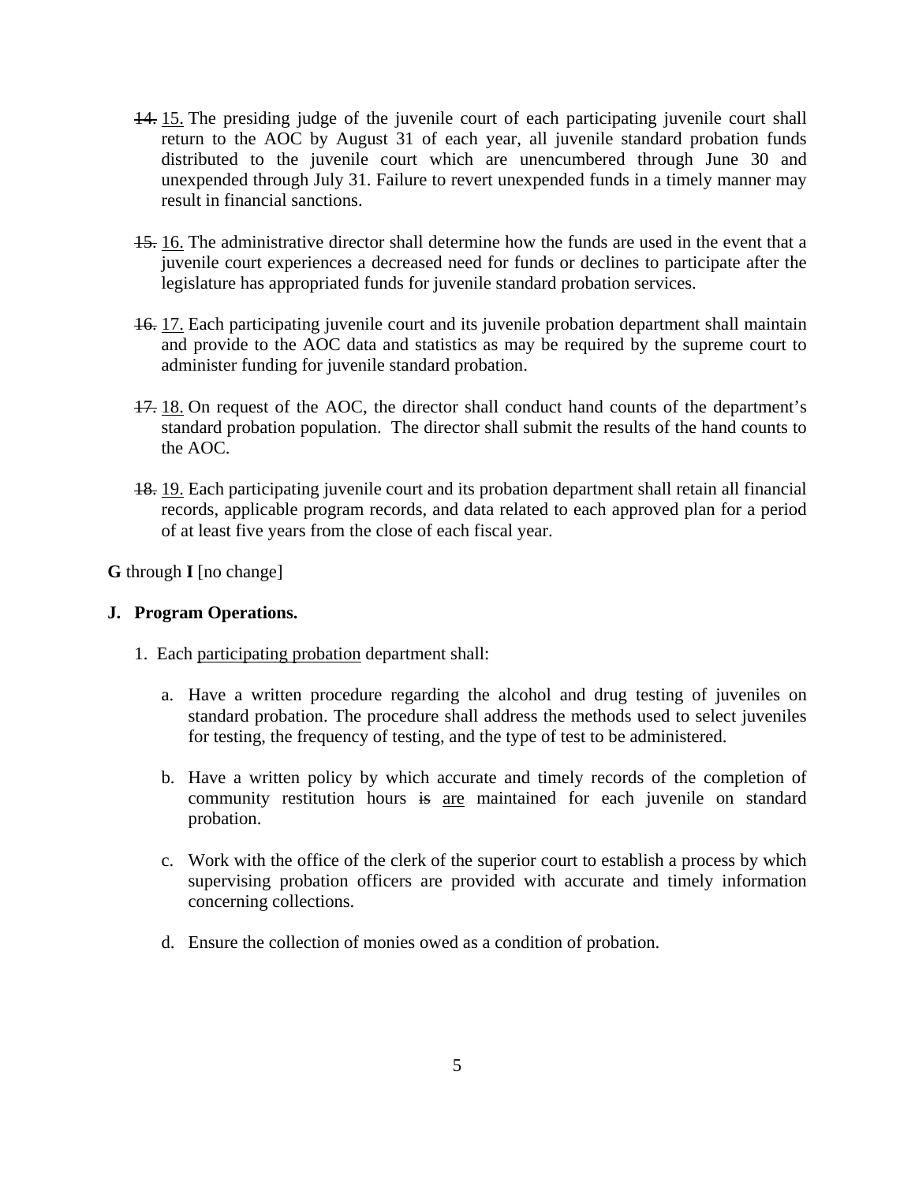~~14.~~ <u>15.</u> The presiding judge of the juvenile court of each participating juvenile court shall return to the AOC by August 31 of each year, all juvenile standard probation funds distributed to the juvenile court which are unencumbered through June 30 and unexpended through July 31. Failure to revert unexpended funds in a timely manner may result in financial sanctions.

~~15.~~ <u>16.</u> The administrative director shall determine how the funds are used in the event that a juvenile court experiences a decreased need for funds or declines to participate after the legislature has appropriated funds for juvenile standard probation services.

~~16.~~ <u>17.</u> Each participating juvenile court and its juvenile probation department shall maintain and provide to the AOC data and statistics as may be required by the supreme court to administer funding for juvenile standard probation.

~~17.~~ <u>18.</u> On request of the AOC, the director shall conduct hand counts of the department's standard probation population. The director shall submit the results of the hand counts to the AOC.

~~18.~~ <u>19.</u> Each participating juvenile court and its probation department shall retain all financial records, applicable program records, and data related to each approved plan for a period of at least five years from the close of each fiscal year.

**G** through **I** [no change]

**J. Program Operations.**

1. Each <u>participating probation</u> department shall:

   a. Have a written procedure regarding the alcohol and drug testing of juveniles on standard probation. The procedure shall address the methods used to select juveniles for testing, the frequency of testing, and the type of test to be administered.

   b. Have a written policy by which accurate and timely records of the completion of community restitution hours ~~is~~ <u>are</u> maintained for each juvenile on standard probation.

   c. Work with the office of the clerk of the superior court to establish a process by which supervising probation officers are provided with accurate and timely information concerning collections.

   d. Ensure the collection of monies owed as a condition of probation.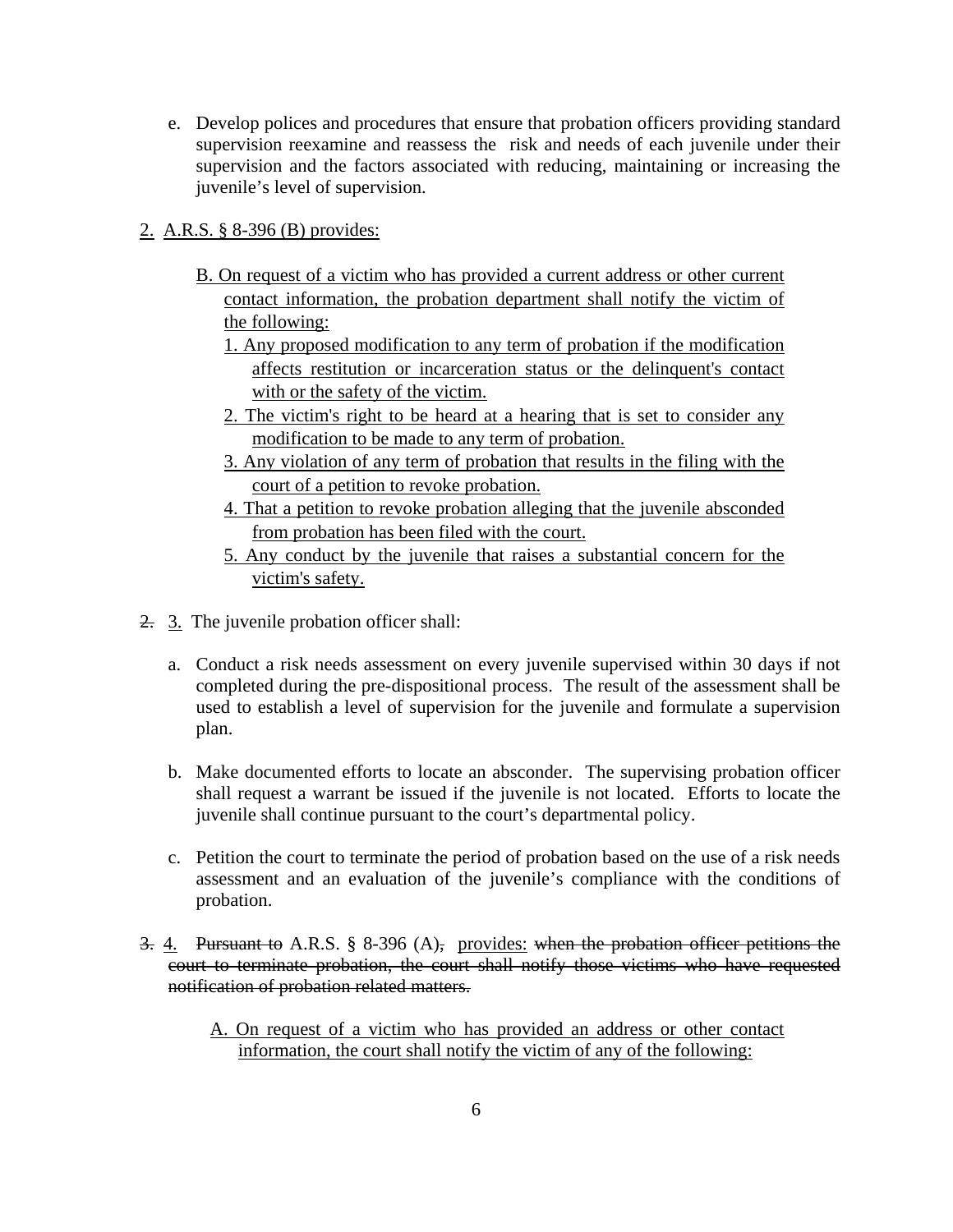e. Develop polices and procedures that ensure that probation officers providing standard supervision reexamine and reassess the risk and needs of each juvenile under their supervision and the factors associated with reducing, maintaining or increasing the juvenile's level of supervision.

<u>2.</u> <u>A.R.S. § 8-396 (B) provides:</u>

> <u>B. On request of a victim who has provided a current address or other current contact information, the probation department shall notify the victim of the following:</u>
>
> <u>1. Any proposed modification to any term of probation if the modification affects restitution or incarceration status or the delinquent's contact with or the safety of the victim.</u>
>
> <u>2. The victim's right to be heard at a hearing that is set to consider any modification to be made to any term of probation.</u>
>
> <u>3. Any violation of any term of probation that results in the filing with the court of a petition to revoke probation.</u>
>
> <u>4. That a petition to revoke probation alleging that the juvenile absconded from probation has been filed with the court.</u>
>
> <u>5. Any conduct by the juvenile that raises a substantial concern for the victim's safety.</u>

~~2.~~ <u>3.</u> The juvenile probation officer shall:

a. Conduct a risk needs assessment on every juvenile supervised within 30 days if not completed during the pre-dispositional process. The result of the assessment shall be used to establish a level of supervision for the juvenile and formulate a supervision plan.

b. Make documented efforts to locate an absconder. The supervising probation officer shall request a warrant be issued if the juvenile is not located. Efforts to locate the juvenile shall continue pursuant to the court's departmental policy.

c. Petition the court to terminate the period of probation based on the use of a risk needs assessment and an evaluation of the juvenile's compliance with the conditions of probation.

~~3.~~ <u>4.</u> ~~Pursuant to~~ A.R.S. § 8-396 (A)~~,~~ <u>provides:</u> ~~when the probation officer petitions the court to terminate probation, the court shall notify those victims who have requested notification of probation related matters.~~

> <u>A. On request of a victim who has provided an address or other contact information, the court shall notify the victim of any of the following:</u>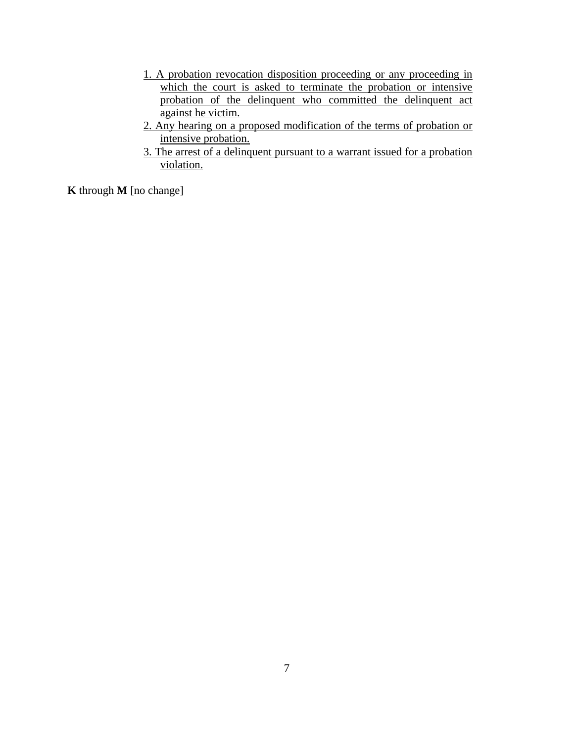1. A probation revocation disposition proceeding or any proceeding in which the court is asked to terminate the probation or intensive probation of the delinquent who committed the delinquent act against he victim.
2. Any hearing on a proposed modification of the terms of probation or intensive probation.
3. The arrest of a delinquent pursuant to a warrant issued for a probation violation.

**K** through **M** [no change]